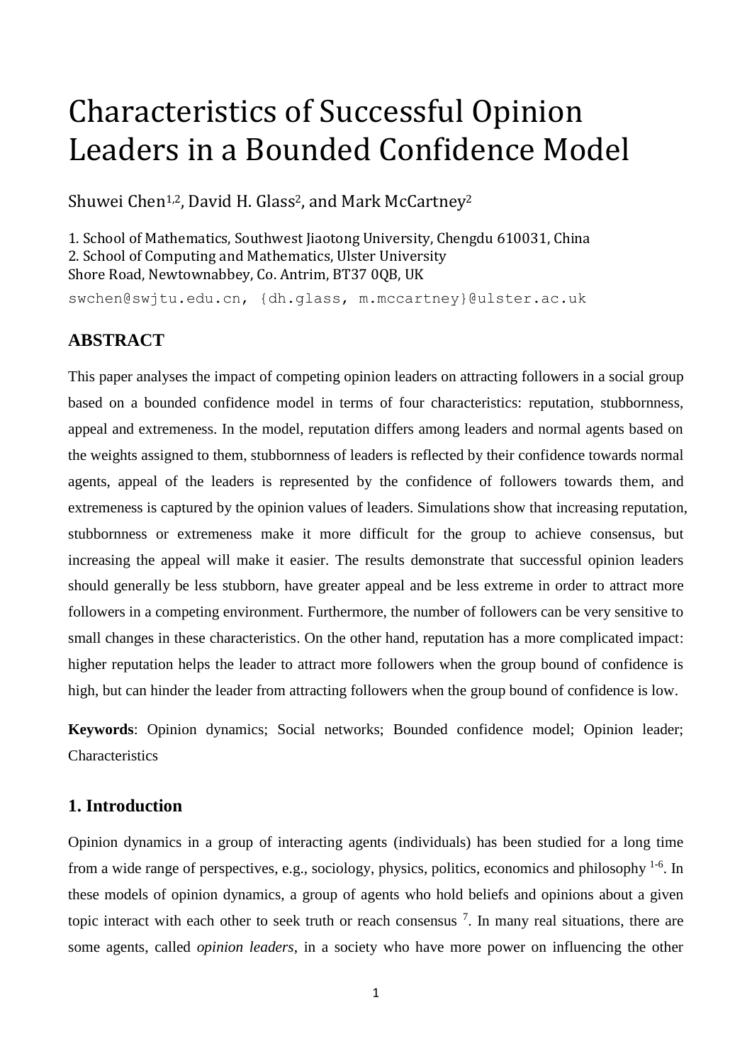# Characteristics of Successful Opinion Leaders in a Bounded Confidence Model

Shuwei Chen[1,2], David H. Glass[2], and Mark McCartney[2]

1. School of Mathematics, Southwest Jiaotong University, Chengdu 610031, China
2. School of Computing and Mathematics, Ulster University
Shore Road, Newtownabbey, Co. Antrim, BT37 0QB, UK

swchen@swjtu.edu.cn, {dh.glass, m.mccartney}@ulster.ac.uk

## ABSTRACT

This paper analyses the impact of competing opinion leaders on attracting followers in a social group based on a bounded confidence model in terms of four characteristics: reputation, stubbornness, appeal and extremeness. In the model, reputation differs among leaders and normal agents based on the weights assigned to them, stubbornness of leaders is reflected by their confidence towards normal agents, appeal of the leaders is represented by the confidence of followers towards them, and extremeness is captured by the opinion values of leaders. Simulations show that increasing reputation, stubbornness or extremeness make it more difficult for the group to achieve consensus, but increasing the appeal will make it easier. The results demonstrate that successful opinion leaders should generally be less stubborn, have greater appeal and be less extreme in order to attract more followers in a competing environment. Furthermore, the number of followers can be very sensitive to small changes in these characteristics. On the other hand, reputation has a more complicated impact: higher reputation helps the leader to attract more followers when the group bound of confidence is high, but can hinder the leader from attracting followers when the group bound of confidence is low.

**Keywords**: Opinion dynamics; Social networks; Bounded confidence model; Opinion leader; Characteristics

## 1. Introduction

Opinion dynamics in a group of interacting agents (individuals) has been studied for a long time from a wide range of perspectives, e.g., sociology, physics, politics, economics and philosophy [1-6]. In these models of opinion dynamics, a group of agents who hold beliefs and opinions about a given topic interact with each other to seek truth or reach consensus [7]. In many real situations, there are some agents, called *opinion leaders*, in a society who have more power on influencing the other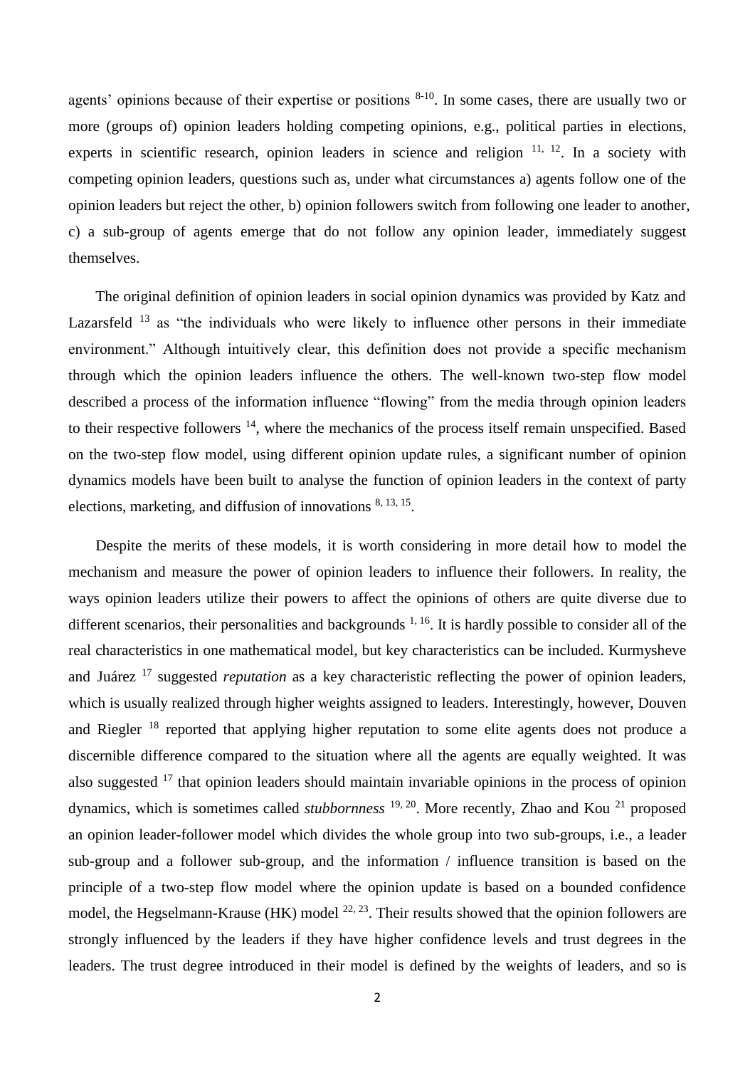agents' opinions because of their expertise or positions [8-10]. In some cases, there are usually two or more (groups of) opinion leaders holding competing opinions, e.g., political parties in elections, experts in scientific research, opinion leaders in science and religion [11, 12]. In a society with competing opinion leaders, questions such as, under what circumstances a) agents follow one of the opinion leaders but reject the other, b) opinion followers switch from following one leader to another, c) a sub-group of agents emerge that do not follow any opinion leader, immediately suggest themselves.

The original definition of opinion leaders in social opinion dynamics was provided by Katz and Lazarsfeld [13] as "the individuals who were likely to influence other persons in their immediate environment." Although intuitively clear, this definition does not provide a specific mechanism through which the opinion leaders influence the others. The well-known two-step flow model described a process of the information influence "flowing" from the media through opinion leaders to their respective followers [14], where the mechanics of the process itself remain unspecified. Based on the two-step flow model, using different opinion update rules, a significant number of opinion dynamics models have been built to analyse the function of opinion leaders in the context of party elections, marketing, and diffusion of innovations [8, 13, 15].

Despite the merits of these models, it is worth considering in more detail how to model the mechanism and measure the power of opinion leaders to influence their followers. In reality, the ways opinion leaders utilize their powers to affect the opinions of others are quite diverse due to different scenarios, their personalities and backgrounds [1, 16]. It is hardly possible to consider all of the real characteristics in one mathematical model, but key characteristics can be included. Kurmysheve and Juárez [17] suggested *reputation* as a key characteristic reflecting the power of opinion leaders, which is usually realized through higher weights assigned to leaders. Interestingly, however, Douven and Riegler [18] reported that applying higher reputation to some elite agents does not produce a discernible difference compared to the situation where all the agents are equally weighted. It was also suggested [17] that opinion leaders should maintain invariable opinions in the process of opinion dynamics, which is sometimes called *stubbornness* [19, 20]. More recently, Zhao and Kou [21] proposed an opinion leader-follower model which divides the whole group into two sub-groups, i.e., a leader sub-group and a follower sub-group, and the information / influence transition is based on the principle of a two-step flow model where the opinion update is based on a bounded confidence model, the Hegselmann-Krause (HK) model [22, 23]. Their results showed that the opinion followers are strongly influenced by the leaders if they have higher confidence levels and trust degrees in the leaders. The trust degree introduced in their model is defined by the weights of leaders, and so is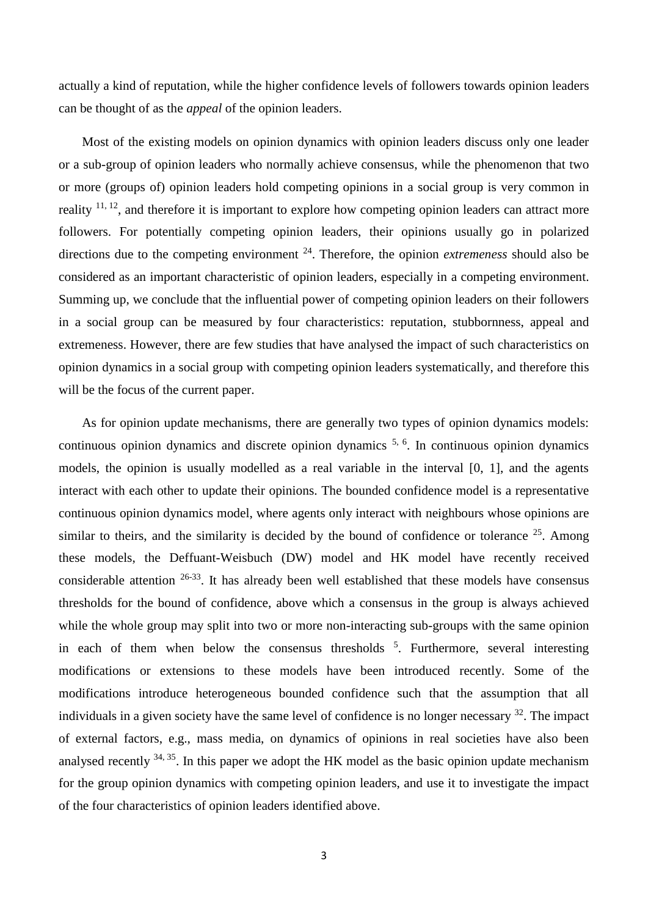actually a kind of reputation, while the higher confidence levels of followers towards opinion leaders can be thought of as the *appeal* of the opinion leaders.

Most of the existing models on opinion dynamics with opinion leaders discuss only one leader or a sub-group of opinion leaders who normally achieve consensus, while the phenomenon that two or more (groups of) opinion leaders hold competing opinions in a social group is very common in reality [11, 12], and therefore it is important to explore how competing opinion leaders can attract more followers. For potentially competing opinion leaders, their opinions usually go in polarized directions due to the competing environment [24]. Therefore, the opinion *extremeness* should also be considered as an important characteristic of opinion leaders, especially in a competing environment. Summing up, we conclude that the influential power of competing opinion leaders on their followers in a social group can be measured by four characteristics: reputation, stubbornness, appeal and extremeness. However, there are few studies that have analysed the impact of such characteristics on opinion dynamics in a social group with competing opinion leaders systematically, and therefore this will be the focus of the current paper.

As for opinion update mechanisms, there are generally two types of opinion dynamics models: continuous opinion dynamics and discrete opinion dynamics [5, 6]. In continuous opinion dynamics models, the opinion is usually modelled as a real variable in the interval [0, 1], and the agents interact with each other to update their opinions. The bounded confidence model is a representative continuous opinion dynamics model, where agents only interact with neighbours whose opinions are similar to theirs, and the similarity is decided by the bound of confidence or tolerance [25]. Among these models, the Deffuant-Weisbuch (DW) model and HK model have recently received considerable attention [26-33]. It has already been well established that these models have consensus thresholds for the bound of confidence, above which a consensus in the group is always achieved while the whole group may split into two or more non-interacting sub-groups with the same opinion in each of them when below the consensus thresholds [5]. Furthermore, several interesting modifications or extensions to these models have been introduced recently. Some of the modifications introduce heterogeneous bounded confidence such that the assumption that all individuals in a given society have the same level of confidence is no longer necessary [32]. The impact of external factors, e.g., mass media, on dynamics of opinions in real societies have also been analysed recently [34, 35]. In this paper we adopt the HK model as the basic opinion update mechanism for the group opinion dynamics with competing opinion leaders, and use it to investigate the impact of the four characteristics of opinion leaders identified above.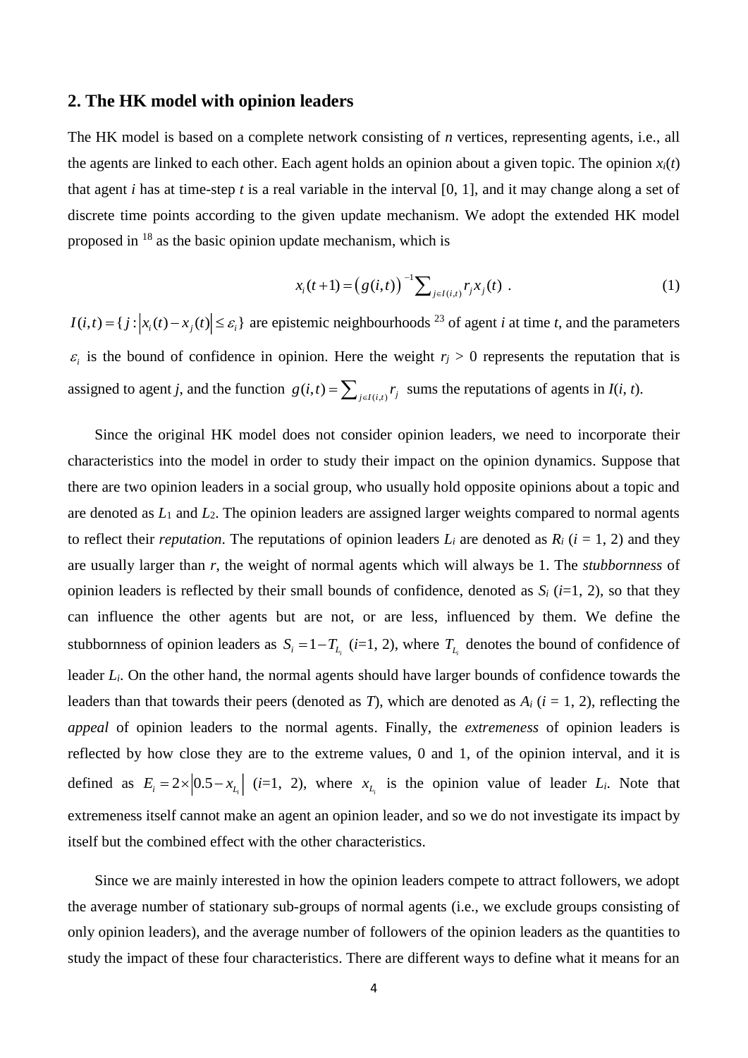## 2. The HK model with opinion leaders

The HK model is based on a complete network consisting of $n$ vertices, representing agents, i.e., all the agents are linked to each other. Each agent holds an opinion about a given topic. The opinion $x_i(t)$ that agent $i$ has at time-step $t$ is a real variable in the interval [0, 1], and it may change along a set of discrete time points according to the given update mechanism. We adopt the extended HK model proposed in [18] as the basic opinion update mechanism, which is

$$x_i(t+1) = \left(g(i,t)\right)^{-1} \sum_{j \in I(i,t)} r_j x_j(t) \ . \tag{1}$$

$I(i,t) = \{ j : |x_i(t) - x_j(t)| \le \varepsilon_i \}$ are epistemic neighbourhoods [23] of agent $i$ at time $t$, and the parameters $\varepsilon_i$ is the bound of confidence in opinion. Here the weight $r_j > 0$ represents the reputation that is assigned to agent $j$, and the function $g(i,t) = \sum_{j \in I(i,t)} r_j$ sums the reputations of agents in $I(i, t)$.

Since the original HK model does not consider opinion leaders, we need to incorporate their characteristics into the model in order to study their impact on the opinion dynamics. Suppose that there are two opinion leaders in a social group, who usually hold opposite opinions about a topic and are denoted as $L_1$ and $L_2$. The opinion leaders are assigned larger weights compared to normal agents to reflect their *reputation*. The reputations of opinion leaders $L_i$ are denoted as $R_i$ ($i$ = 1, 2) and they are usually larger than $r$, the weight of normal agents which will always be 1. The *stubbornness* of opinion leaders is reflected by their small bounds of confidence, denoted as $S_i$ ($i$=1, 2), so that they can influence the other agents but are not, or are less, influenced by them. We define the stubbornness of opinion leaders as $S_i = 1 - T_{L_i}$ ($i$=1, 2), where $T_{L_i}$ denotes the bound of confidence of leader $L_i$. On the other hand, the normal agents should have larger bounds of confidence towards the leaders than that towards their peers (denoted as $T$), which are denoted as $A_i$ ($i$ = 1, 2), reflecting the *appeal* of opinion leaders to the normal agents. Finally, the *extremeness* of opinion leaders is reflected by how close they are to the extreme values, 0 and 1, of the opinion interval, and it is defined as $E_i = 2 \times |0.5 - x_{L_i}|$ ($i$=1, 2), where $x_{L_i}$ is the opinion value of leader $L_i$. Note that extremeness itself cannot make an agent an opinion leader, and so we do not investigate its impact by itself but the combined effect with the other characteristics.

Since we are mainly interested in how the opinion leaders compete to attract followers, we adopt the average number of stationary sub-groups of normal agents (i.e., we exclude groups consisting of only opinion leaders), and the average number of followers of the opinion leaders as the quantities to study the impact of these four characteristics. There are different ways to define what it means for an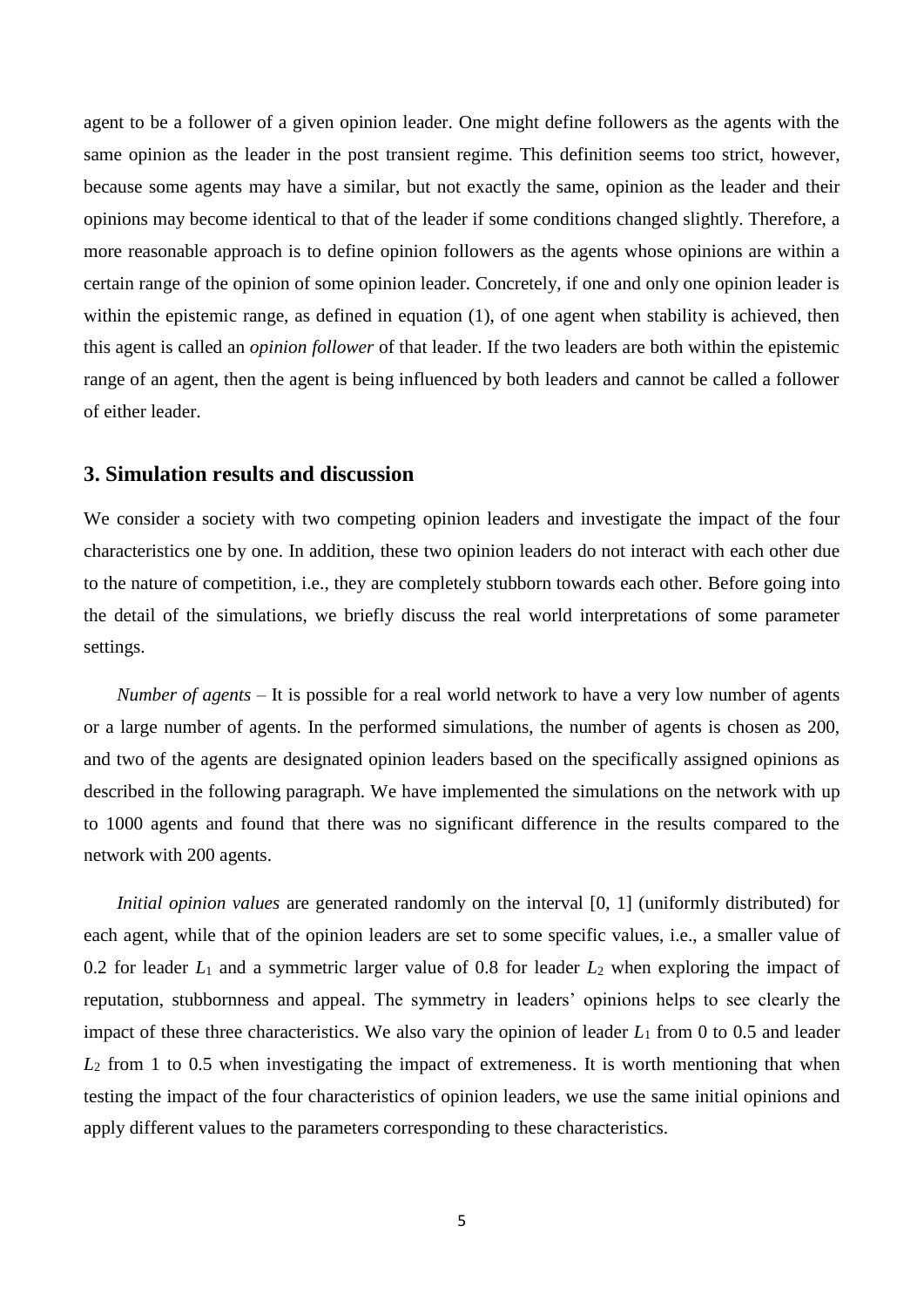agent to be a follower of a given opinion leader. One might define followers as the agents with the same opinion as the leader in the post transient regime. This definition seems too strict, however, because some agents may have a similar, but not exactly the same, opinion as the leader and their opinions may become identical to that of the leader if some conditions changed slightly. Therefore, a more reasonable approach is to define opinion followers as the agents whose opinions are within a certain range of the opinion of some opinion leader. Concretely, if one and only one opinion leader is within the epistemic range, as defined in equation (1), of one agent when stability is achieved, then this agent is called an *opinion follower* of that leader. If the two leaders are both within the epistemic range of an agent, then the agent is being influenced by both leaders and cannot be called a follower of either leader.

## 3. Simulation results and discussion

We consider a society with two competing opinion leaders and investigate the impact of the four characteristics one by one. In addition, these two opinion leaders do not interact with each other due to the nature of competition, i.e., they are completely stubborn towards each other. Before going into the detail of the simulations, we briefly discuss the real world interpretations of some parameter settings.

*Number of agents* – It is possible for a real world network to have a very low number of agents or a large number of agents. In the performed simulations, the number of agents is chosen as 200, and two of the agents are designated opinion leaders based on the specifically assigned opinions as described in the following paragraph. We have implemented the simulations on the network with up to 1000 agents and found that there was no significant difference in the results compared to the network with 200 agents.

*Initial opinion values* are generated randomly on the interval [0, 1] (uniformly distributed) for each agent, while that of the opinion leaders are set to some specific values, i.e., a smaller value of 0.2 for leader $L_1$ and a symmetric larger value of 0.8 for leader $L_2$ when exploring the impact of reputation, stubbornness and appeal. The symmetry in leaders' opinions helps to see clearly the impact of these three characteristics. We also vary the opinion of leader $L_1$ from 0 to 0.5 and leader $L_2$ from 1 to 0.5 when investigating the impact of extremeness. It is worth mentioning that when testing the impact of the four characteristics of opinion leaders, we use the same initial opinions and apply different values to the parameters corresponding to these characteristics.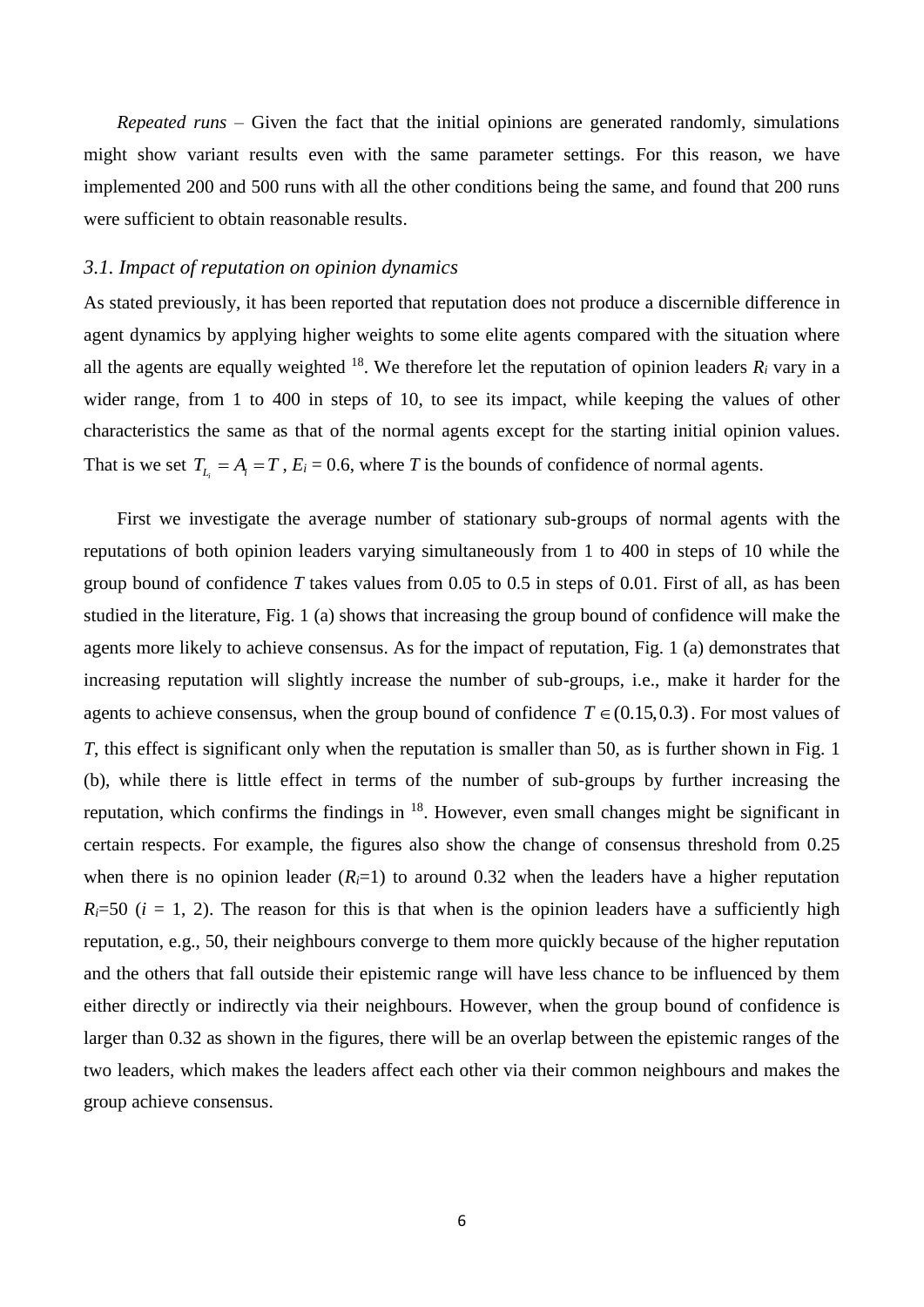*Repeated runs* – Given the fact that the initial opinions are generated randomly, simulations might show variant results even with the same parameter settings. For this reason, we have implemented 200 and 500 runs with all the other conditions being the same, and found that 200 runs were sufficient to obtain reasonable results.

### *3.1. Impact of reputation on opinion dynamics*

As stated previously, it has been reported that reputation does not produce a discernible difference in agent dynamics by applying higher weights to some elite agents compared with the situation where all the agents are equally weighted [18]. We therefore let the reputation of opinion leaders $R_i$ vary in a wider range, from 1 to 400 in steps of 10, to see its impact, while keeping the values of other characteristics the same as that of the normal agents except for the starting initial opinion values. That is we set $T_{L_i} = A_i = T$ , $E_i = 0.6$, where $T$ is the bounds of confidence of normal agents.

First we investigate the average number of stationary sub-groups of normal agents with the reputations of both opinion leaders varying simultaneously from 1 to 400 in steps of 10 while the group bound of confidence $T$ takes values from 0.05 to 0.5 in steps of 0.01. First of all, as has been studied in the literature, Fig. 1 (a) shows that increasing the group bound of confidence will make the agents more likely to achieve consensus. As for the impact of reputation, Fig. 1 (a) demonstrates that increasing reputation will slightly increase the number of sub-groups, i.e., make it harder for the agents to achieve consensus, when the group bound of confidence $T \in (0.15, 0.3)$. For most values of $T$, this effect is significant only when the reputation is smaller than 50, as is further shown in Fig. 1 (b), while there is little effect in terms of the number of sub-groups by further increasing the reputation, which confirms the findings in [18]. However, even small changes might be significant in certain respects. For example, the figures also show the change of consensus threshold from 0.25 when there is no opinion leader ($R_i$=1) to around 0.32 when the leaders have a higher reputation $R_i$=50 ($i$ = 1, 2). The reason for this is that when is the opinion leaders have a sufficiently high reputation, e.g., 50, their neighbours converge to them more quickly because of the higher reputation and the others that fall outside their epistemic range will have less chance to be influenced by them either directly or indirectly via their neighbours. However, when the group bound of confidence is larger than 0.32 as shown in the figures, there will be an overlap between the epistemic ranges of the two leaders, which makes the leaders affect each other via their common neighbours and makes the group achieve consensus.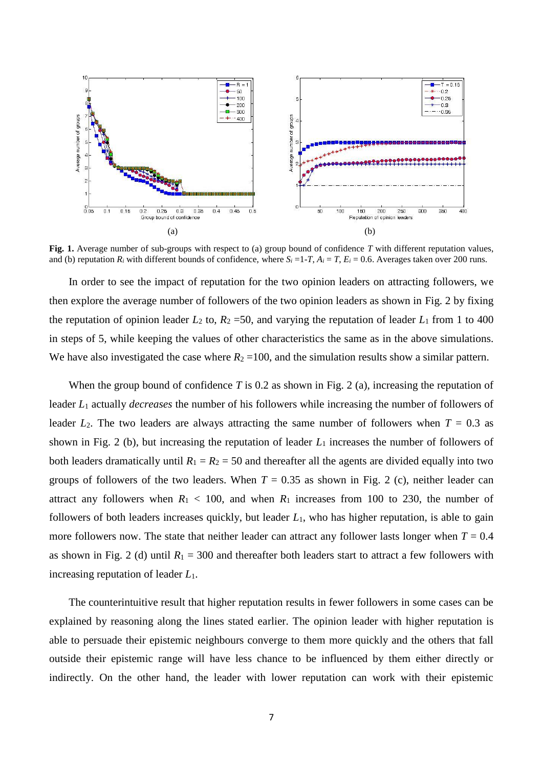**Fig. 1.** Average number of sub-groups with respect to (a) group bound of confidence $T$ with different reputation values, and (b) reputation $R_i$ with different bounds of confidence, where $S_i = 1\text{-}T$, $A_i = T$, $E_i = 0.6$. Averages taken over 200 runs.

In order to see the impact of reputation for the two opinion leaders on attracting followers, we then explore the average number of followers of the two opinion leaders as shown in Fig. 2 by fixing the reputation of opinion leader $L_2$ to, $R_2 = 50$, and varying the reputation of leader $L_1$ from 1 to 400 in steps of 5, while keeping the values of other characteristics the same as in the above simulations. We have also investigated the case where $R_2 = 100$, and the simulation results show a similar pattern.

When the group bound of confidence $T$ is 0.2 as shown in Fig. 2 (a), increasing the reputation of leader $L_1$ actually *decreases* the number of his followers while increasing the number of followers of leader $L_2$. The two leaders are always attracting the same number of followers when $T = 0.3$ as shown in Fig. 2 (b), but increasing the reputation of leader $L_1$ increases the number of followers of both leaders dramatically until $R_1 = R_2 = 50$ and thereafter all the agents are divided equally into two groups of followers of the two leaders. When $T = 0.35$ as shown in Fig. 2 (c), neither leader can attract any followers when $R_1 < 100$, and when $R_1$ increases from 100 to 230, the number of followers of both leaders increases quickly, but leader $L_1$, who has higher reputation, is able to gain more followers now. The state that neither leader can attract any follower lasts longer when $T = 0.4$ as shown in Fig. 2 (d) until $R_1 = 300$ and thereafter both leaders start to attract a few followers with increasing reputation of leader $L_1$.

The counterintuitive result that higher reputation results in fewer followers in some cases can be explained by reasoning along the lines stated earlier. The opinion leader with higher reputation is able to persuade their epistemic neighbours converge to them more quickly and the others that fall outside their epistemic range will have less chance to be influenced by them either directly or indirectly. On the other hand, the leader with lower reputation can work with their epistemic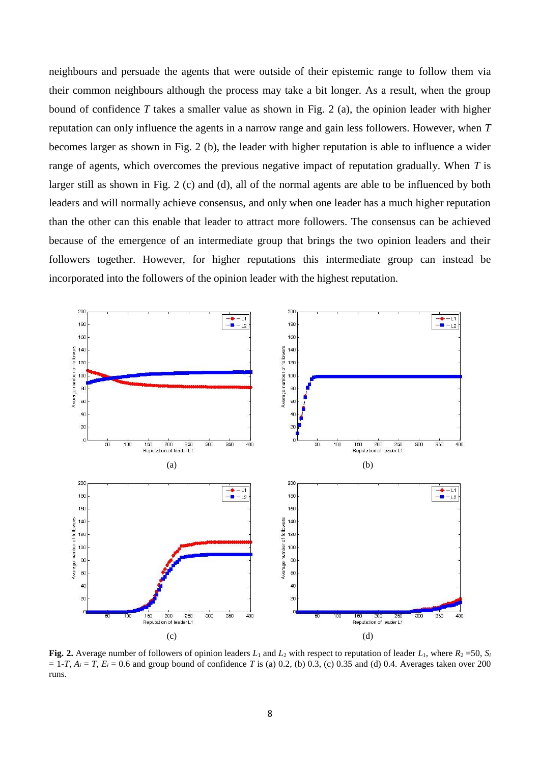neighbours and persuade the agents that were outside of their epistemic range to follow them via their common neighbours although the process may take a bit longer. As a result, when the group bound of confidence $T$ takes a smaller value as shown in Fig. 2 (a), the opinion leader with higher reputation can only influence the agents in a narrow range and gain less followers. However, when $T$ becomes larger as shown in Fig. 2 (b), the leader with higher reputation is able to influence a wider range of agents, which overcomes the previous negative impact of reputation gradually. When $T$ is larger still as shown in Fig. 2 (c) and (d), all of the normal agents are able to be influenced by both leaders and will normally achieve consensus, and only when one leader has a much higher reputation than the other can this enable that leader to attract more followers. The consensus can be achieved because of the emergence of an intermediate group that brings the two opinion leaders and their followers together. However, for higher reputations this intermediate group can instead be incorporated into the followers of the opinion leader with the highest reputation.

**Fig. 2.** Average number of followers of opinion leaders $L_1$ and $L_2$ with respect to reputation of leader $L_1$, where $R_2$ =50, $S_i$ = 1-$T$, $A_i$ = $T$, $E_i$ = 0.6 and group bound of confidence $T$ is (a) 0.2, (b) 0.3, (c) 0.35 and (d) 0.4. Averages taken over 200 runs.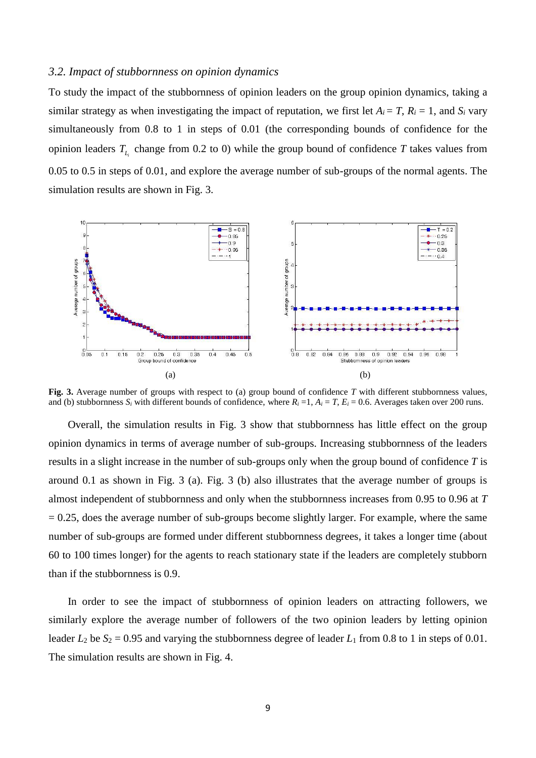### *3.2. Impact of stubbornness on opinion dynamics*

To study the impact of the stubbornness of opinion leaders on the group opinion dynamics, taking a similar strategy as when investigating the impact of reputation, we first let $A_i = T$, $R_i = 1$, and $S_i$ vary simultaneously from 0.8 to 1 in steps of 0.01 (the corresponding bounds of confidence for the opinion leaders $T_{L_i}$ change from 0.2 to 0) while the group bound of confidence $T$ takes values from 0.05 to 0.5 in steps of 0.01, and explore the average number of sub-groups of the normal agents. The simulation results are shown in Fig. 3.

**Fig. 3.** Average number of groups with respect to (a) group bound of confidence $T$ with different stubbornness values, and (b) stubbornness $S_i$ with different bounds of confidence, where $R_i = 1$, $A_i = T$, $E_i = 0.6$. Averages taken over 200 runs.

Overall, the simulation results in Fig. 3 show that stubbornness has little effect on the group opinion dynamics in terms of average number of sub-groups. Increasing stubbornness of the leaders results in a slight increase in the number of sub-groups only when the group bound of confidence $T$ is around 0.1 as shown in Fig. 3 (a). Fig. 3 (b) also illustrates that the average number of groups is almost independent of stubbornness and only when the stubbornness increases from 0.95 to 0.96 at $T = 0.25$, does the average number of sub-groups become slightly larger. For example, where the same number of sub-groups are formed under different stubbornness degrees, it takes a longer time (about 60 to 100 times longer) for the agents to reach stationary state if the leaders are completely stubborn than if the stubbornness is 0.9.

In order to see the impact of stubbornness of opinion leaders on attracting followers, we similarly explore the average number of followers of the two opinion leaders by letting opinion leader $L_2$ be $S_2 = 0.95$ and varying the stubbornness degree of leader $L_1$ from 0.8 to 1 in steps of 0.01. The simulation results are shown in Fig. 4.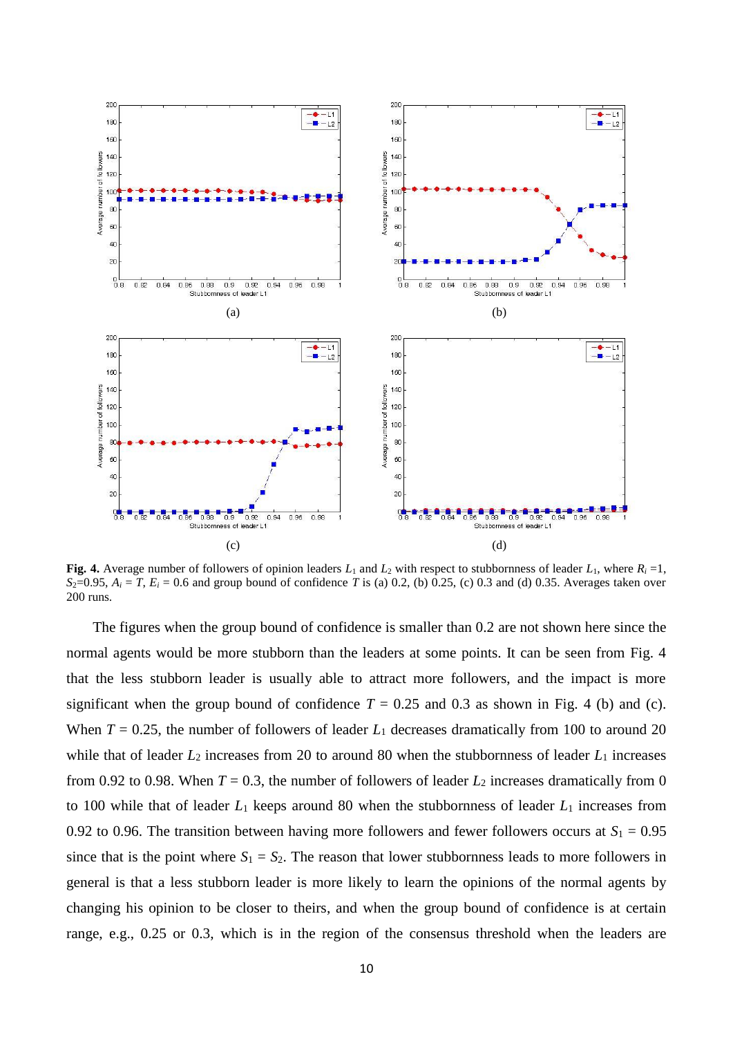**Fig. 4.** Average number of followers of opinion leaders $L_1$ and $L_2$ with respect to stubbornness of leader $L_1$, where $R_i = 1$, $S_2 = 0.95$, $A_i = T$, $E_i = 0.6$ and group bound of confidence $T$ is (a) 0.2, (b) 0.25, (c) 0.3 and (d) 0.35. Averages taken over 200 runs.

The figures when the group bound of confidence is smaller than 0.2 are not shown here since the normal agents would be more stubborn than the leaders at some points. It can be seen from Fig. 4 that the less stubborn leader is usually able to attract more followers, and the impact is more significant when the group bound of confidence $T = 0.25$ and 0.3 as shown in Fig. 4 (b) and (c). When $T = 0.25$, the number of followers of leader $L_1$ decreases dramatically from 100 to around 20 while that of leader $L_2$ increases from 20 to around 80 when the stubbornness of leader $L_1$ increases from 0.92 to 0.98. When $T = 0.3$, the number of followers of leader $L_2$ increases dramatically from 0 to 100 while that of leader $L_1$ keeps around 80 when the stubbornness of leader $L_1$ increases from 0.92 to 0.96. The transition between having more followers and fewer followers occurs at $S_1 = 0.95$ since that is the point where $S_1 = S_2$. The reason that lower stubbornness leads to more followers in general is that a less stubborn leader is more likely to learn the opinions of the normal agents by changing his opinion to be closer to theirs, and when the group bound of confidence is at certain range, e.g., 0.25 or 0.3, which is in the region of the consensus threshold when the leaders are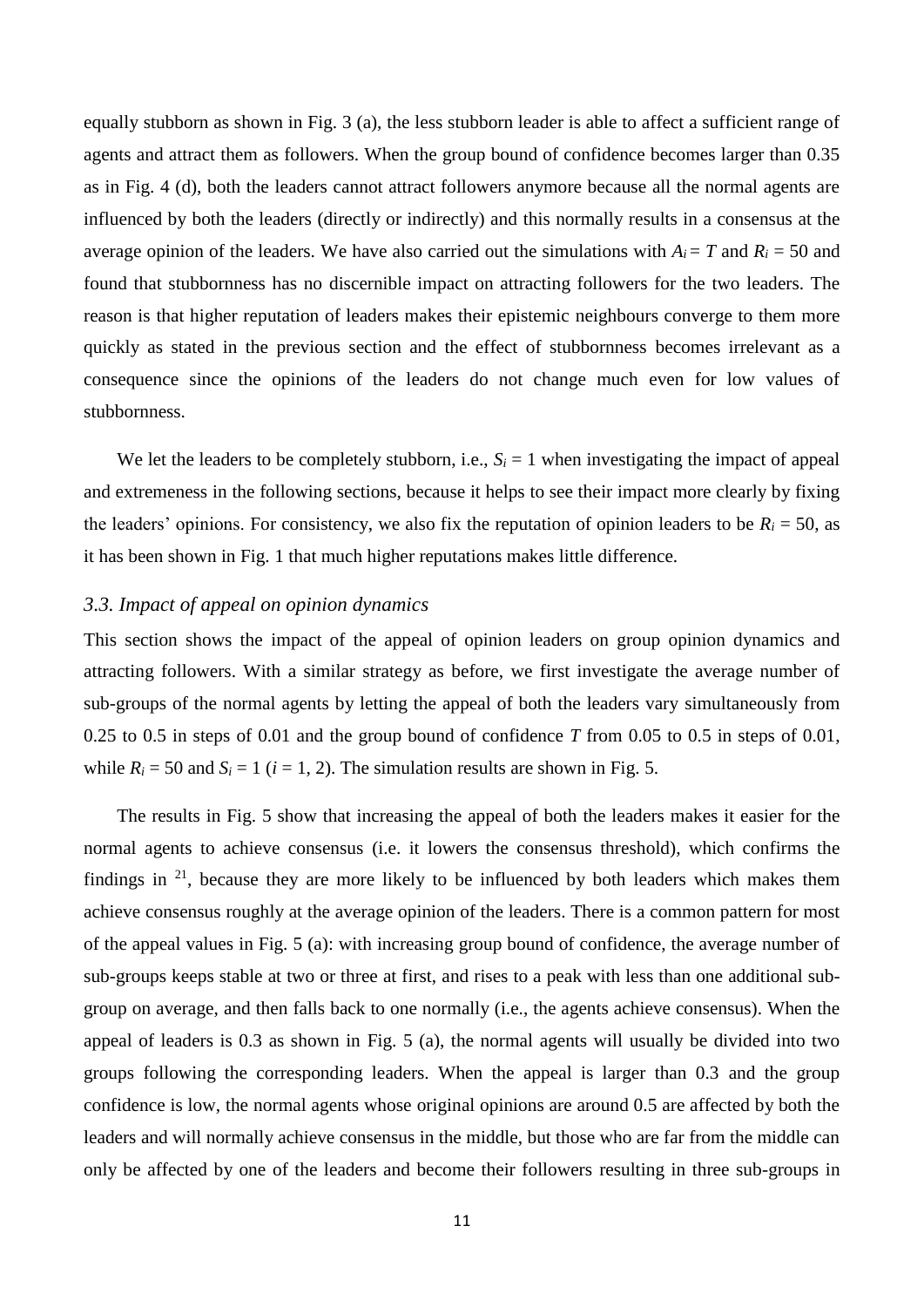equally stubborn as shown in Fig. 3 (a), the less stubborn leader is able to affect a sufficient range of agents and attract them as followers. When the group bound of confidence becomes larger than 0.35 as in Fig. 4 (d), both the leaders cannot attract followers anymore because all the normal agents are influenced by both the leaders (directly or indirectly) and this normally results in a consensus at the average opinion of the leaders. We have also carried out the simulations with $A_i = T$ and $R_i = 50$ and found that stubbornness has no discernible impact on attracting followers for the two leaders. The reason is that higher reputation of leaders makes their epistemic neighbours converge to them more quickly as stated in the previous section and the effect of stubbornness becomes irrelevant as a consequence since the opinions of the leaders do not change much even for low values of stubbornness.

We let the leaders to be completely stubborn, i.e., $S_i = 1$ when investigating the impact of appeal and extremeness in the following sections, because it helps to see their impact more clearly by fixing the leaders' opinions. For consistency, we also fix the reputation of opinion leaders to be $R_i = 50$, as it has been shown in Fig. 1 that much higher reputations makes little difference.

### *3.3. Impact of appeal on opinion dynamics*

This section shows the impact of the appeal of opinion leaders on group opinion dynamics and attracting followers. With a similar strategy as before, we first investigate the average number of sub-groups of the normal agents by letting the appeal of both the leaders vary simultaneously from 0.25 to 0.5 in steps of 0.01 and the group bound of confidence $T$ from 0.05 to 0.5 in steps of 0.01, while $R_i = 50$ and $S_i = 1$ ($i = 1, 2$). The simulation results are shown in Fig. 5.

The results in Fig. 5 show that increasing the appeal of both the leaders makes it easier for the normal agents to achieve consensus (i.e. it lowers the consensus threshold), which confirms the findings in [21], because they are more likely to be influenced by both leaders which makes them achieve consensus roughly at the average opinion of the leaders. There is a common pattern for most of the appeal values in Fig. 5 (a): with increasing group bound of confidence, the average number of sub-groups keeps stable at two or three at first, and rises to a peak with less than one additional sub-group on average, and then falls back to one normally (i.e., the agents achieve consensus). When the appeal of leaders is 0.3 as shown in Fig. 5 (a), the normal agents will usually be divided into two groups following the corresponding leaders. When the appeal is larger than 0.3 and the group confidence is low, the normal agents whose original opinions are around 0.5 are affected by both the leaders and will normally achieve consensus in the middle, but those who are far from the middle can only be affected by one of the leaders and become their followers resulting in three sub-groups in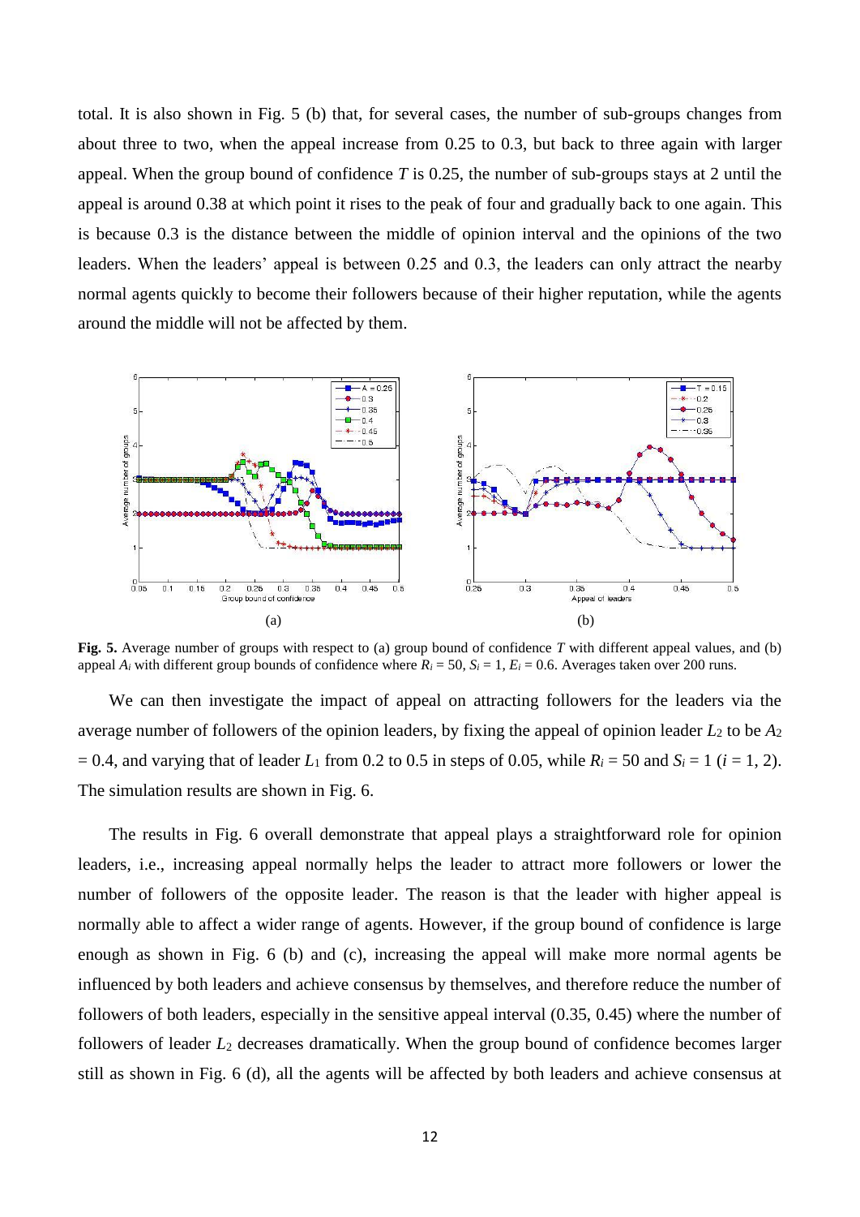total. It is also shown in Fig. 5 (b) that, for several cases, the number of sub-groups changes from about three to two, when the appeal increase from 0.25 to 0.3, but back to three again with larger appeal. When the group bound of confidence $T$ is 0.25, the number of sub-groups stays at 2 until the appeal is around 0.38 at which point it rises to the peak of four and gradually back to one again. This is because 0.3 is the distance between the middle of opinion interval and the opinions of the two leaders. When the leaders' appeal is between 0.25 and 0.3, the leaders can only attract the nearby normal agents quickly to become their followers because of their higher reputation, while the agents around the middle will not be affected by them.

(a) (b)

**Fig. 5.** Average number of groups with respect to (a) group bound of confidence $T$ with different appeal values, and (b) appeal $A_i$ with different group bounds of confidence where $R_i = 50$, $S_i = 1$, $E_i = 0.6$. Averages taken over 200 runs.

We can then investigate the impact of appeal on attracting followers for the leaders via the average number of followers of the opinion leaders, by fixing the appeal of opinion leader $L_2$ to be $A_2 = 0.4$, and varying that of leader $L_1$ from 0.2 to 0.5 in steps of 0.05, while $R_i = 50$ and $S_i = 1$ ($i = 1, 2$). The simulation results are shown in Fig. 6.

The results in Fig. 6 overall demonstrate that appeal plays a straightforward role for opinion leaders, i.e., increasing appeal normally helps the leader to attract more followers or lower the number of followers of the opposite leader. The reason is that the leader with higher appeal is normally able to affect a wider range of agents. However, if the group bound of confidence is large enough as shown in Fig. 6 (b) and (c), increasing the appeal will make more normal agents be influenced by both leaders and achieve consensus by themselves, and therefore reduce the number of followers of both leaders, especially in the sensitive appeal interval (0.35, 0.45) where the number of followers of leader $L_2$ decreases dramatically. When the group bound of confidence becomes larger still as shown in Fig. 6 (d), all the agents will be affected by both leaders and achieve consensus at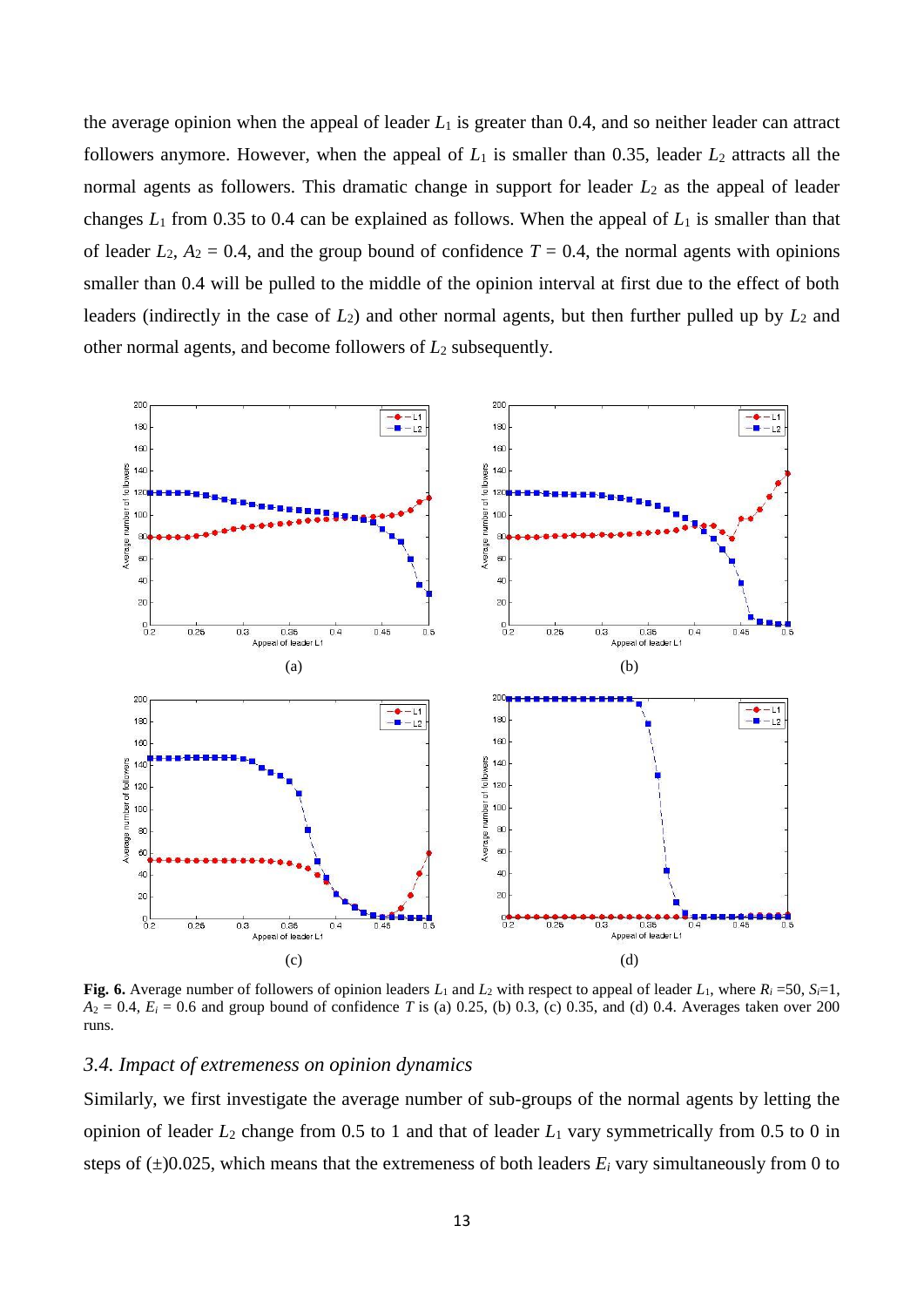the average opinion when the appeal of leader $L_1$ is greater than 0.4, and so neither leader can attract followers anymore. However, when the appeal of $L_1$ is smaller than 0.35, leader $L_2$ attracts all the normal agents as followers. This dramatic change in support for leader $L_2$ as the appeal of leader changes $L_1$ from 0.35 to 0.4 can be explained as follows. When the appeal of $L_1$ is smaller than that of leader $L_2$, $A_2 = 0.4$, and the group bound of confidence $T = 0.4$, the normal agents with opinions smaller than 0.4 will be pulled to the middle of the opinion interval at first due to the effect of both leaders (indirectly in the case of $L_2$) and other normal agents, but then further pulled up by $L_2$ and other normal agents, and become followers of $L_2$ subsequently.

(a)

(b)

(c)

(d)

**Fig. 6.** Average number of followers of opinion leaders $L_1$ and $L_2$ with respect to appeal of leader $L_1$, where $R_i$ =50, $S_i$=1, $A_2$ = 0.4, $E_i$ = 0.6 and group bound of confidence $T$ is (a) 0.25, (b) 0.3, (c) 0.35, and (d) 0.4. Averages taken over 200 runs.

### *3.4. Impact of extremeness on opinion dynamics*

Similarly, we first investigate the average number of sub-groups of the normal agents by letting the opinion of leader $L_2$ change from 0.5 to 1 and that of leader $L_1$ vary symmetrically from 0.5 to 0 in steps of ($\pm$)0.025, which means that the extremeness of both leaders $E_i$ vary simultaneously from 0 to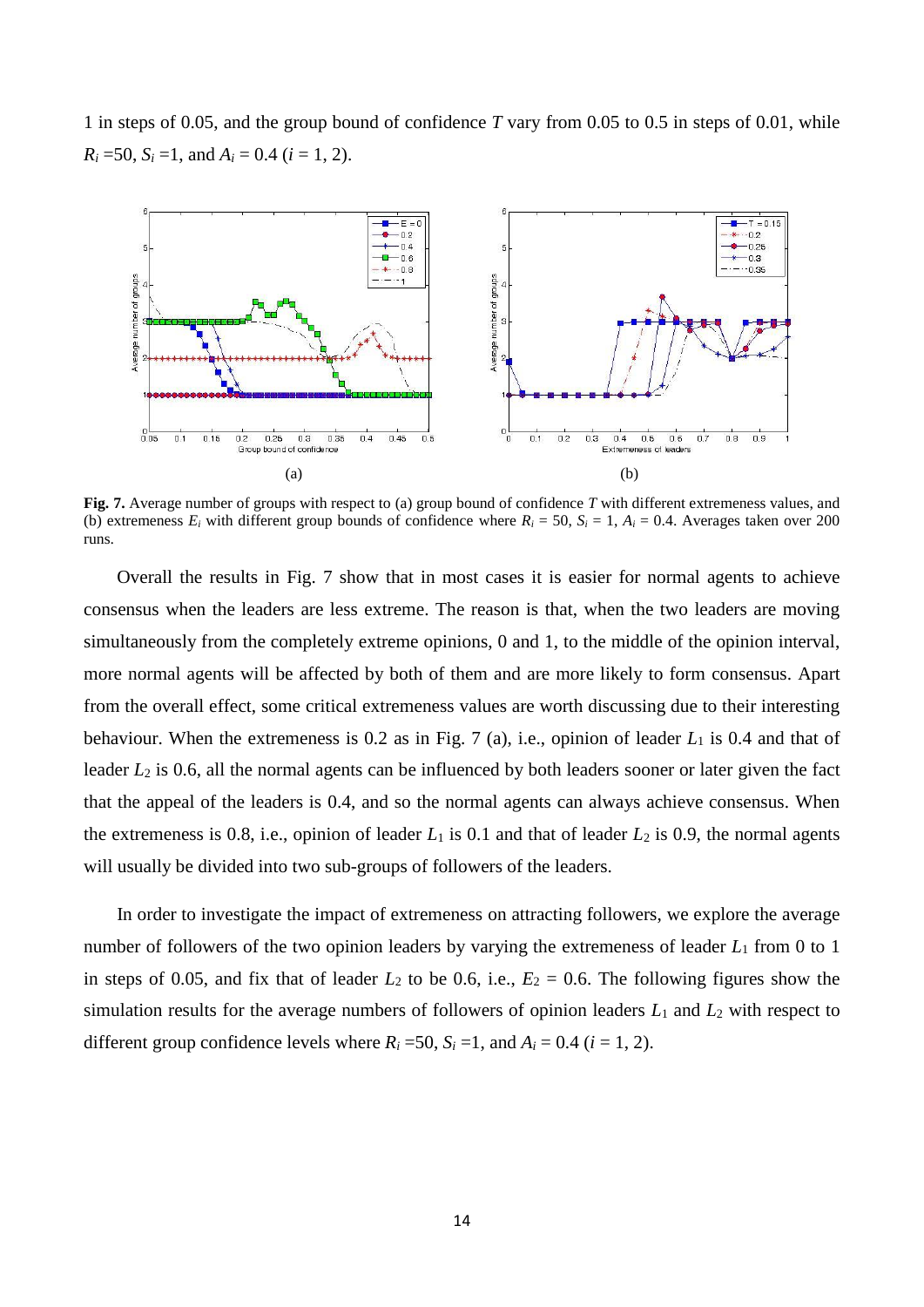1 in steps of 0.05, and the group bound of confidence $T$ vary from 0.05 to 0.5 in steps of 0.01, while $R_i$ =50, $S_i$ =1, and $A_i$ = 0.4 ($i$ = 1, 2).

(a) (b)

**Fig. 7.** Average number of groups with respect to (a) group bound of confidence $T$ with different extremeness values, and (b) extremeness $E_i$ with different group bounds of confidence where $R_i$ = 50, $S_i$ = 1, $A_i$ = 0.4. Averages taken over 200 runs.

Overall the results in Fig. 7 show that in most cases it is easier for normal agents to achieve consensus when the leaders are less extreme. The reason is that, when the two leaders are moving simultaneously from the completely extreme opinions, 0 and 1, to the middle of the opinion interval, more normal agents will be affected by both of them and are more likely to form consensus. Apart from the overall effect, some critical extremeness values are worth discussing due to their interesting behaviour. When the extremeness is 0.2 as in Fig. 7 (a), i.e., opinion of leader $L_1$ is 0.4 and that of leader $L_2$ is 0.6, all the normal agents can be influenced by both leaders sooner or later given the fact that the appeal of the leaders is 0.4, and so the normal agents can always achieve consensus. When the extremeness is 0.8, i.e., opinion of leader $L_1$ is 0.1 and that of leader $L_2$ is 0.9, the normal agents will usually be divided into two sub-groups of followers of the leaders.

In order to investigate the impact of extremeness on attracting followers, we explore the average number of followers of the two opinion leaders by varying the extremeness of leader $L_1$ from 0 to 1 in steps of 0.05, and fix that of leader $L_2$ to be 0.6, i.e., $E_2$ = 0.6. The following figures show the simulation results for the average numbers of followers of opinion leaders $L_1$ and $L_2$ with respect to different group confidence levels where $R_i$ =50, $S_i$ =1, and $A_i$ = 0.4 ($i$ = 1, 2).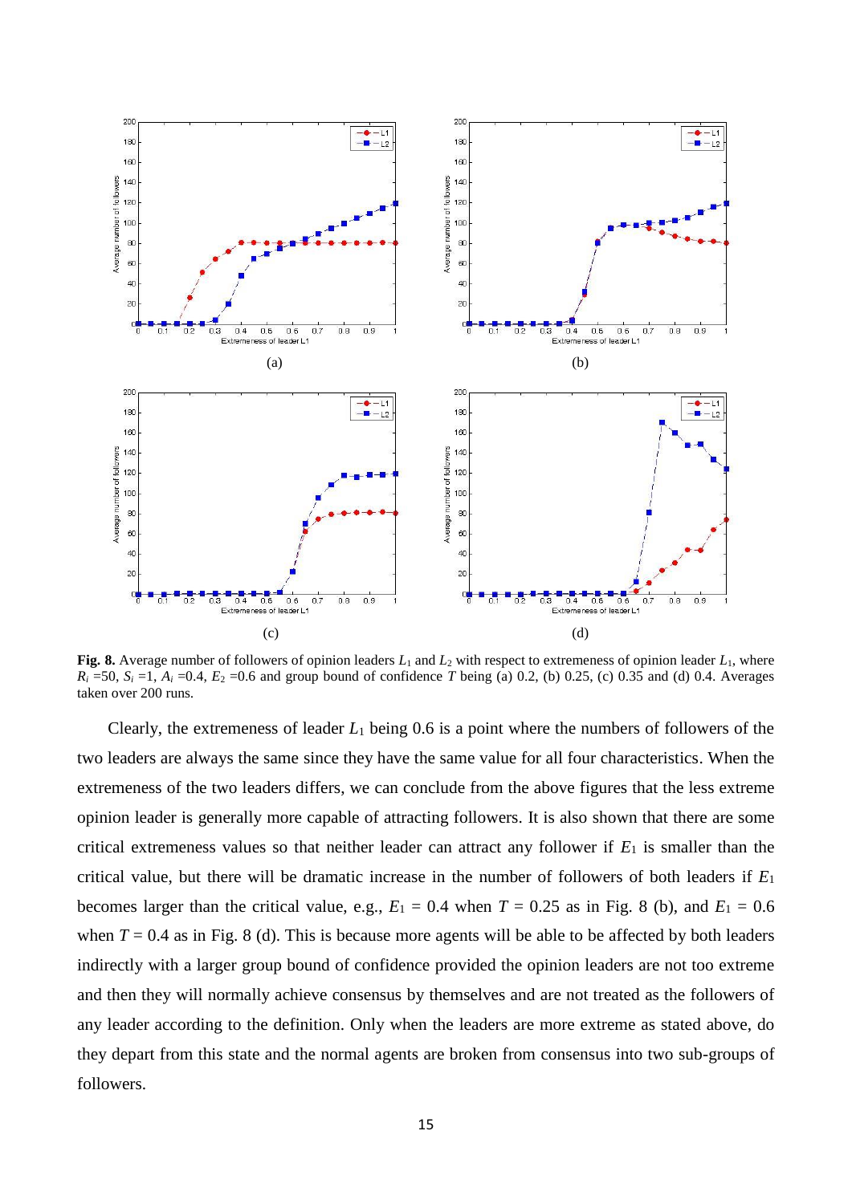**Fig. 8.** Average number of followers of opinion leaders $L_1$ and $L_2$ with respect to extremeness of opinion leader $L_1$, where $R_i$ =50, $S_i$ =1, $A_i$ =0.4, $E_2$ =0.6 and group bound of confidence $T$ being (a) 0.2, (b) 0.25, (c) 0.35 and (d) 0.4. Averages taken over 200 runs.

Clearly, the extremeness of leader $L_1$ being 0.6 is a point where the numbers of followers of the two leaders are always the same since they have the same value for all four characteristics. When the extremeness of the two leaders differs, we can conclude from the above figures that the less extreme opinion leader is generally more capable of attracting followers. It is also shown that there are some critical extremeness values so that neither leader can attract any follower if $E_1$ is smaller than the critical value, but there will be dramatic increase in the number of followers of both leaders if $E_1$ becomes larger than the critical value, e.g., $E_1$ = 0.4 when $T$ = 0.25 as in Fig. 8 (b), and $E_1$ = 0.6 when $T$ = 0.4 as in Fig. 8 (d). This is because more agents will be able to be affected by both leaders indirectly with a larger group bound of confidence provided the opinion leaders are not too extreme and then they will normally achieve consensus by themselves and are not treated as the followers of any leader according to the definition. Only when the leaders are more extreme as stated above, do they depart from this state and the normal agents are broken from consensus into two sub-groups of followers.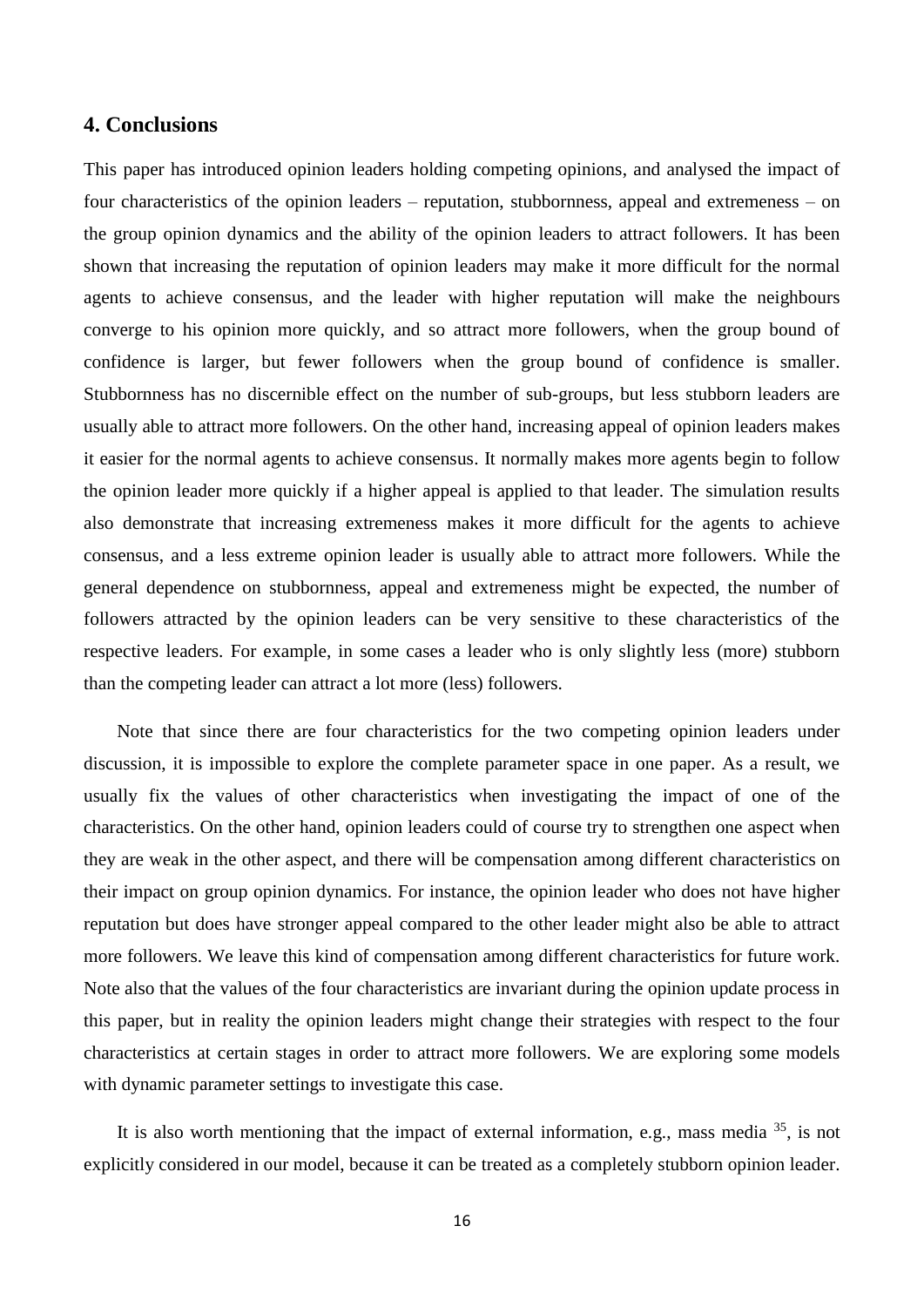## 4. Conclusions

This paper has introduced opinion leaders holding competing opinions, and analysed the impact of four characteristics of the opinion leaders – reputation, stubbornness, appeal and extremeness – on the group opinion dynamics and the ability of the opinion leaders to attract followers. It has been shown that increasing the reputation of opinion leaders may make it more difficult for the normal agents to achieve consensus, and the leader with higher reputation will make the neighbours converge to his opinion more quickly, and so attract more followers, when the group bound of confidence is larger, but fewer followers when the group bound of confidence is smaller. Stubbornness has no discernible effect on the number of sub-groups, but less stubborn leaders are usually able to attract more followers. On the other hand, increasing appeal of opinion leaders makes it easier for the normal agents to achieve consensus. It normally makes more agents begin to follow the opinion leader more quickly if a higher appeal is applied to that leader. The simulation results also demonstrate that increasing extremeness makes it more difficult for the agents to achieve consensus, and a less extreme opinion leader is usually able to attract more followers. While the general dependence on stubbornness, appeal and extremeness might be expected, the number of followers attracted by the opinion leaders can be very sensitive to these characteristics of the respective leaders. For example, in some cases a leader who is only slightly less (more) stubborn than the competing leader can attract a lot more (less) followers.

Note that since there are four characteristics for the two competing opinion leaders under discussion, it is impossible to explore the complete parameter space in one paper. As a result, we usually fix the values of other characteristics when investigating the impact of one of the characteristics. On the other hand, opinion leaders could of course try to strengthen one aspect when they are weak in the other aspect, and there will be compensation among different characteristics on their impact on group opinion dynamics. For instance, the opinion leader who does not have higher reputation but does have stronger appeal compared to the other leader might also be able to attract more followers. We leave this kind of compensation among different characteristics for future work. Note also that the values of the four characteristics are invariant during the opinion update process in this paper, but in reality the opinion leaders might change their strategies with respect to the four characteristics at certain stages in order to attract more followers. We are exploring some models with dynamic parameter settings to investigate this case.

It is also worth mentioning that the impact of external information, e.g., mass media [35], is not explicitly considered in our model, because it can be treated as a completely stubborn opinion leader.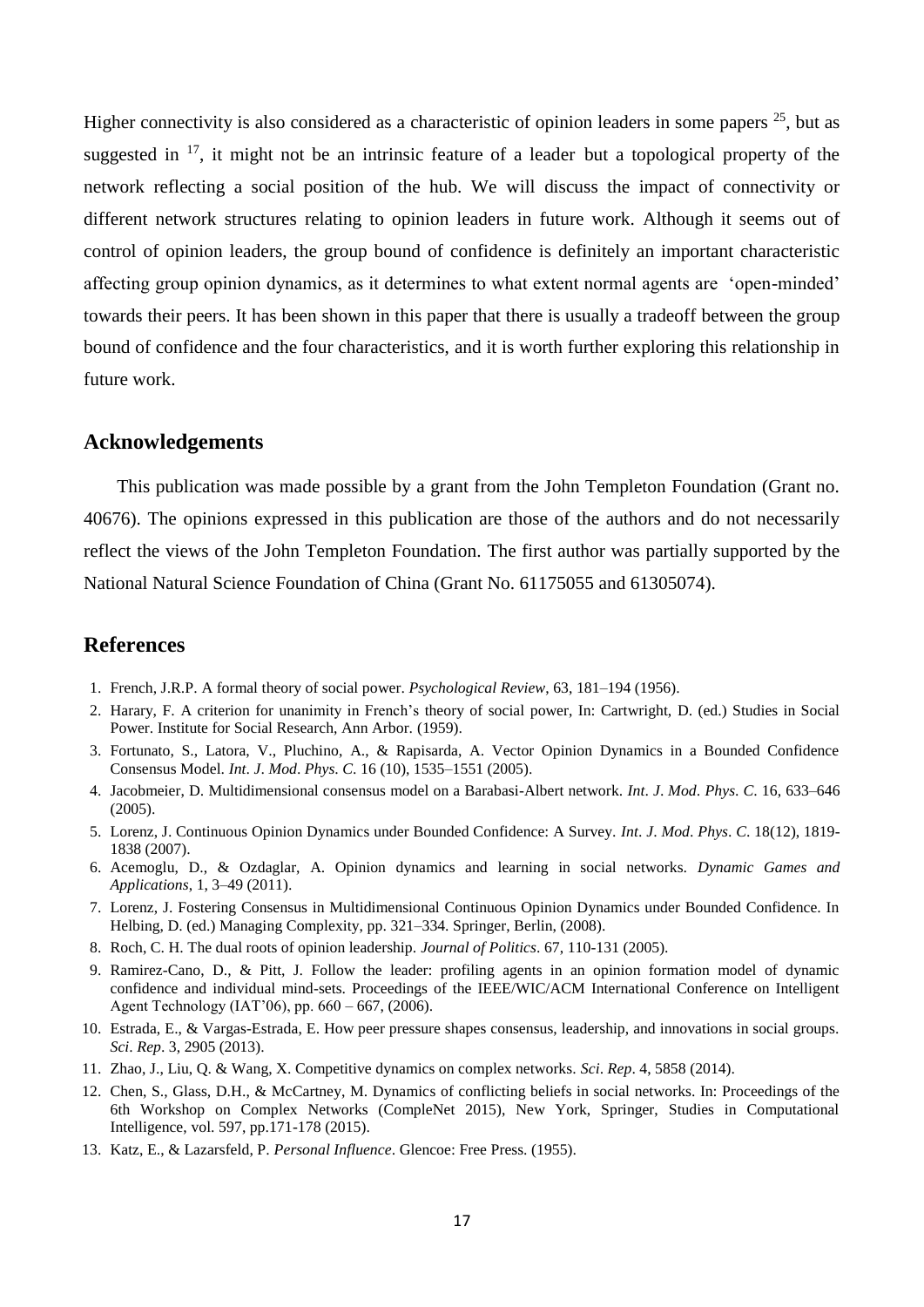Higher connectivity is also considered as a characteristic of opinion leaders in some papers [25], but as suggested in [17], it might not be an intrinsic feature of a leader but a topological property of the network reflecting a social position of the hub. We will discuss the impact of connectivity or different network structures relating to opinion leaders in future work. Although it seems out of control of opinion leaders, the group bound of confidence is definitely an important characteristic affecting group opinion dynamics, as it determines to what extent normal agents are 'open-minded' towards their peers. It has been shown in this paper that there is usually a tradeoff between the group bound of confidence and the four characteristics, and it is worth further exploring this relationship in future work.

## Acknowledgements

This publication was made possible by a grant from the John Templeton Foundation (Grant no. 40676). The opinions expressed in this publication are those of the authors and do not necessarily reflect the views of the John Templeton Foundation. The first author was partially supported by the National Natural Science Foundation of China (Grant No. 61175055 and 61305074).

## References

1. French, J.R.P. A formal theory of social power. *Psychological Review*, 63, 181–194 (1956).
2. Harary, F. A criterion for unanimity in French's theory of social power, In: Cartwright, D. (ed.) Studies in Social Power. Institute for Social Research, Ann Arbor. (1959).
3. Fortunato, S., Latora, V., Pluchino, A., & Rapisarda, A. Vector Opinion Dynamics in a Bounded Confidence Consensus Model. *Int*. *J*. *Mod*. *Phys*. *C*. 16 (10), 1535–1551 (2005).
4. Jacobmeier, D. Multidimensional consensus model on a Barabasi-Albert network. *Int*. *J*. *Mod*. *Phys*. *C*. 16, 633–646 (2005).
5. Lorenz, J. Continuous Opinion Dynamics under Bounded Confidence: A Survey. *Int*. *J*. *Mod*. *Phys*. *C*. 18(12), 1819-1838 (2007).
6. Acemoglu, D., & Ozdaglar, A. Opinion dynamics and learning in social networks. *Dynamic Games and Applications*, 1, 3–49 (2011).
7. Lorenz, J. Fostering Consensus in Multidimensional Continuous Opinion Dynamics under Bounded Confidence. In Helbing, D. (ed.) Managing Complexity, pp. 321–334. Springer, Berlin, (2008).
8. Roch, C. H. The dual roots of opinion leadership. *Journal of Politics*. 67, 110-131 (2005).
9. Ramirez-Cano, D., & Pitt, J. Follow the leader: profiling agents in an opinion formation model of dynamic confidence and individual mind-sets. Proceedings of the IEEE/WIC/ACM International Conference on Intelligent Agent Technology (IAT'06), pp. 660 – 667, (2006).
10. Estrada, E., & Vargas-Estrada, E. How peer pressure shapes consensus, leadership, and innovations in social groups. *Sci*. *Rep*. 3, 2905 (2013).
11. Zhao, J., Liu, Q. & Wang, X. Competitive dynamics on complex networks. *Sci*. *Rep*. 4, 5858 (2014).
12. Chen, S., Glass, D.H., & McCartney, M. Dynamics of conflicting beliefs in social networks. In: Proceedings of the 6th Workshop on Complex Networks (CompleNet 2015), New York, Springer, Studies in Computational Intelligence, vol. 597, pp.171-178 (2015).
13. Katz, E., & Lazarsfeld, P. *Personal Influence*. Glencoe: Free Press. (1955).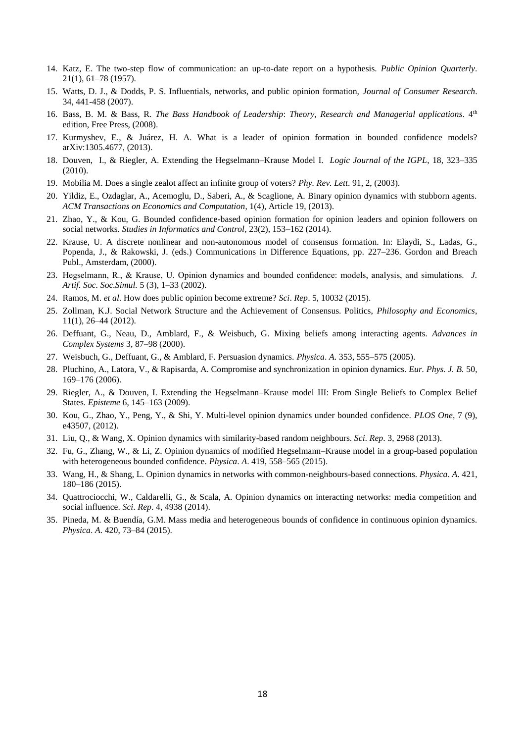14. Katz, E. The two-step flow of communication: an up-to-date report on a hypothesis. *Public Opinion Quarterly*. 21(1), 61–78 (1957).
15. Watts, D. J., & Dodds, P. S. Influentials, networks, and public opinion formation, *Journal of Consumer Research*. 34, 441-458 (2007).
16. Bass, B. M. & Bass, R. *The Bass Handbook of Leadership*: *Theory, Research and Managerial applications*. 4th edition, Free Press, (2008).
17. Kurmyshev, E., & Juárez, H. A. What is a leader of opinion formation in bounded confidence models? arXiv:1305.4677, (2013).
18. Douven, I., & Riegler, A. Extending the Hegselmann–Krause Model I. *Logic Journal of the IGPL*, 18, 323–335 (2010).
19. Mobilia M. Does a single zealot affect an infinite group of voters? *Phy. Rev. Lett*. 91, 2, (2003).
20. Yildiz, E., Ozdaglar, A., Acemoglu, D., Saberi, A., & Scaglione, A. Binary opinion dynamics with stubborn agents. *ACM Transactions on Economics and Computation*, 1(4), Article 19, (2013).
21. Zhao, Y., & Kou, G. Bounded confidence-based opinion formation for opinion leaders and opinion followers on social networks. *Studies in Informatics and Control*, 23(2), 153–162 (2014).
22. Krause, U. A discrete nonlinear and non-autonomous model of consensus formation. In: Elaydi, S., Ladas, G., Popenda, J., & Rakowski, J. (eds.) Communications in Difference Equations, pp. 227–236. Gordon and Breach Publ., Amsterdam, (2000).
23. Hegselmann, R., & Krause, U. Opinion dynamics and bounded confidence: models, analysis, and simulations. *J. Artif. Soc. Soc.Simul.* 5 (3), 1–33 (2002).
24. Ramos, M. *et al.* How does public opinion become extreme? *Sci*. *Rep*. 5, 10032 (2015).
25. Zollman, K.J. Social Network Structure and the Achievement of Consensus. Politics*, Philosophy and Economics*, 11(1), 26–44 (2012).
26. Deffuant, G., Neau, D., Amblard, F., & Weisbuch, G. Mixing beliefs among interacting agents. *Advances in Complex Systems* 3, 87–98 (2000).
27. Weisbuch, G., Deffuant, G., & Amblard, F. Persuasion dynamics. *Physica*. *A*. 353, 555–575 (2005).
28. Pluchino, A., Latora, V., & Rapisarda, A. Compromise and synchronization in opinion dynamics. *Eur. Phys. J. B.* 50, 169–176 (2006).
29. Riegler, A., & Douven, I. Extending the Hegselmann–Krause model III: From Single Beliefs to Complex Belief States. *Episteme* 6, 145–163 (2009).
30. Kou, G., Zhao, Y., Peng, Y., & Shi, Y. Multi-level opinion dynamics under bounded confidence. *PLOS One*, 7 (9), e43507, (2012).
31. Liu, Q., & Wang, X. Opinion dynamics with similarity-based random neighbours. *Sci*. *Rep*. 3, 2968 (2013).
32. Fu, G., Zhang, W., & Li, Z. Opinion dynamics of modified Hegselmann–Krause model in a group-based population with heterogeneous bounded confidence. *Physica*. *A*. 419, 558–565 (2015).
33. Wang, H., & Shang, L. Opinion dynamics in networks with common-neighbours-based connections. *Physica*. *A*. 421, 180–186 (2015).
34. Quattrociocchi, W., Caldarelli, G., & Scala, A. Opinion dynamics on interacting networks: media competition and social influence. *Sci*. *Rep*. 4, 4938 (2014).
35. Pineda, M. & Buendía, G.M. Mass media and heterogeneous bounds of confidence in continuous opinion dynamics. *Physica*. *A*. 420, 73–84 (2015).